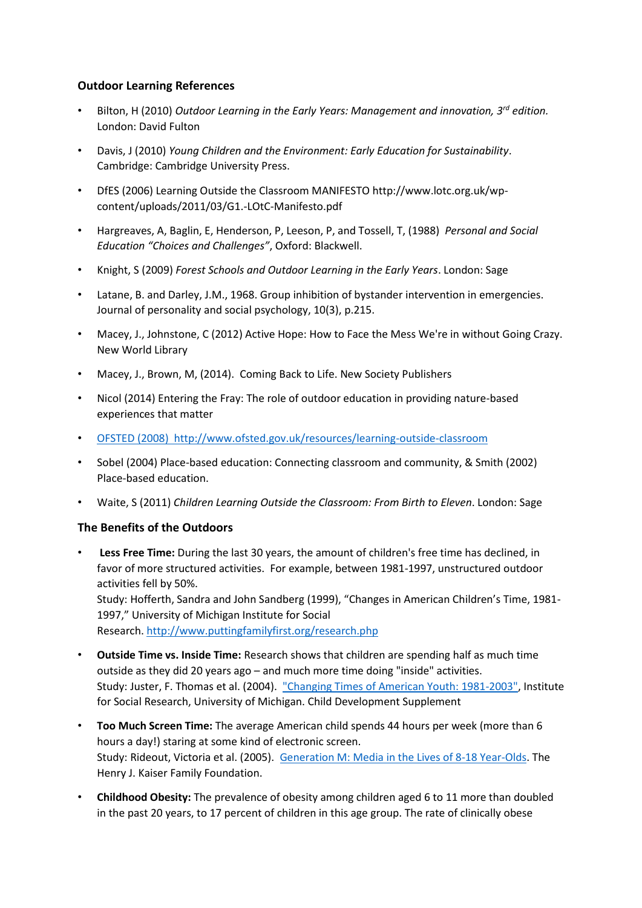## Outoor Learning References

- Bilton, H (2010) *Outdoor Learning in the Early Years: Management and innovation, 3rd edition.* London: David Fulton
- Davis, J (2010) *Young Children and the Environment: Early Education for Sustainability*. Cambridge: Cambridge University Press.
- DfES (2006) Learning Outside the Classroom MANIFESTO http://www.lotc.org.uk/wp-content/uploads/2011/03/G1.-LOtC-Manifesto.pdf
- Hargreaves, A, Baglin, E, Henderson, P, Leeson, P, and Tossell, T, (1988) *Personal and Social Education "Choices and Challenges"*, Oxford: Blackwell.
- Knight, S (2009) *Forest Schools and Outdoor Learning in the Early Years*. London: Sage
- Latane, B. and Darley, J.M., 1968. Group inhibition of bystander intervention in emergencies. Journal of personality and social psychology, 10(3), p.215.
- Macey, J., Johnstone, C (2012) Active Hope: How to Face the Mess We're in without Going Crazy. New World Library
- Macey, J., Brown, M, (2014). Coming Back to Life. New Society Publishers
- Nicol (2014) Entering the Fray: The role of outdoor education in providing nature-based experiences that matter
- [OFSTED (2008) http://www.ofsted.gov.uk/resources/learning-outside-classroom](http://www.ofsted.gov.uk/resources/learning-outside-classroom)
- Sobel (2004) Place-based education: Connecting classroom and community, & Smith (2002) Place-based education.
- Waite, S (2011) *Children Learning Outside the Classroom: From Birth to Eleven*. London: Sage

## The Benefits of the Outdoors

- **Less Free Time:** During the last 30 years, the amount of children's free time has declined, in favor of more structured activities. For example, between 1981-1997, unstructured outdoor activities fell by 50%.
  Study: Hofferth, Sandra and John Sandberg (1999), "Changes in American Children's Time, 1981-1997," University of Michigan Institute for Social Research. [http://www.puttingfamilyfirst.org/research.php](http://www.puttingfamilyfirst.org/research.php)
- **Outside Time vs. Inside Time:** Research shows that children are spending half as much time outside as they did 20 years ago – and much more time doing "inside" activities.
  Study: Juster, F. Thomas et al. (2004). ["Changing Times of American Youth: 1981-2003"](), Institute for Social Research, University of Michigan. Child Development Supplement
- **Too Much Screen Time:** The average American child spends 44 hours per week (more than 6 hours a day!) staring at some kind of electronic screen.
  Study: Rideout, Victoria et al. (2005). [Generation M: Media in the Lives of 8-18 Year-Olds](). The Henry J. Kaiser Family Foundation.
- **Childhood Obesity:** The prevalence of obesity among children aged 6 to 11 more than doubled in the past 20 years, to 17 percent of children in this age group. The rate of clinically obese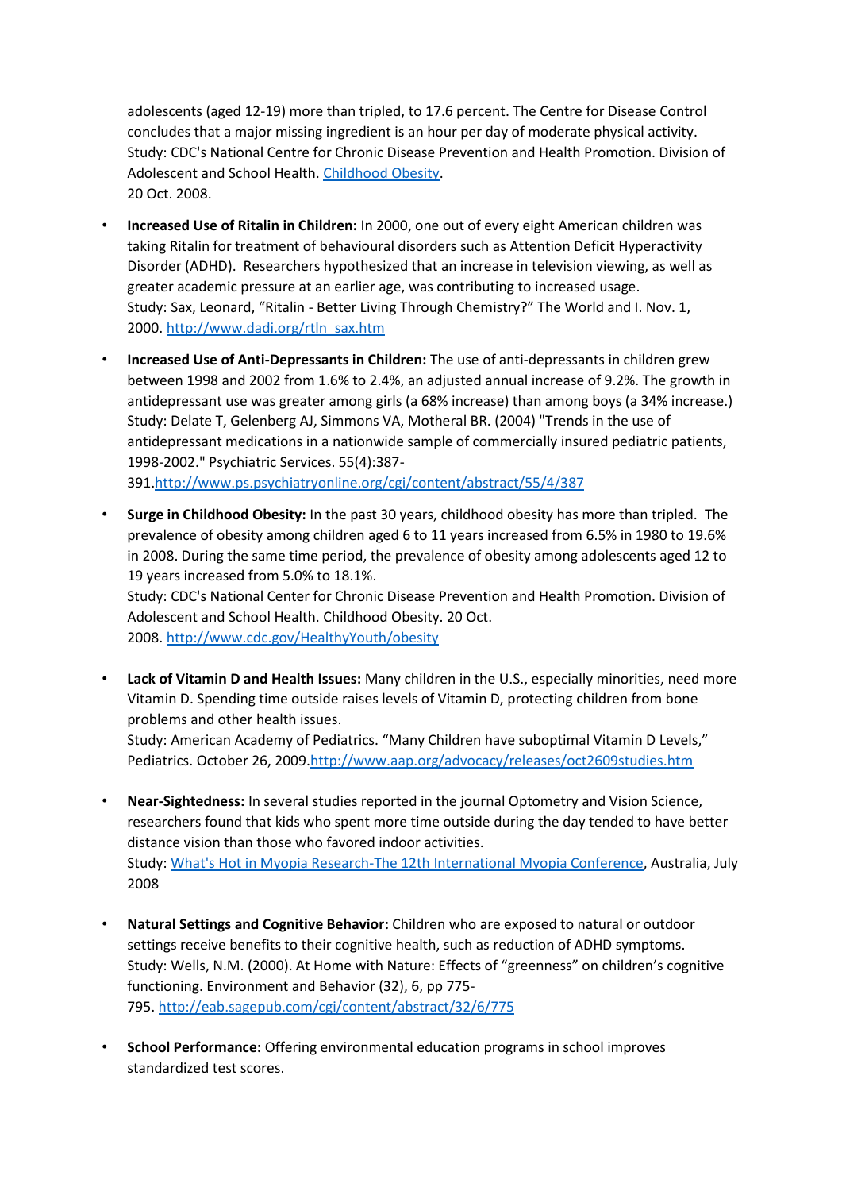adolescents (aged 12-19) more than tripled, to 17.6 percent. The Centre for Disease Control concludes that a major missing ingredient is an hour per day of moderate physical activity.
Study: CDC's National Centre for Chronic Disease Prevention and Health Promotion. Division of Adolescent and School Health. [Childhood Obesity](Childhood Obesity).
20 Oct. 2008.

- **Increased Use of Ritalin in Children:** In 2000, one out of every eight American children was taking Ritalin for treatment of behavioural disorders such as Attention Deficit Hyperactivity Disorder (ADHD). Researchers hypothesized that an increase in television viewing, as well as greater academic pressure at an earlier age, was contributing to increased usage.
Study: Sax, Leonard, "Ritalin - Better Living Through Chemistry?" The World and I. Nov. 1, 2000. http://www.dadi.org/rtln_sax.htm

- **Increased Use of Anti-Depressants in Children:** The use of anti-depressants in children grew between 1998 and 2002 from 1.6% to 2.4%, an adjusted annual increase of 9.2%. The growth in antidepressant use was greater among girls (a 68% increase) than among boys (a 34% increase.)
Study: Delate T, Gelenberg AJ, Simmons VA, Motheral BR. (2004) "Trends in the use of antidepressant medications in a nationwide sample of commercially insured pediatric patients, 1998-2002." Psychiatric Services. 55(4):387-391.http://www.ps.psychiatryonline.org/cgi/content/abstract/55/4/387

- **Surge in Childhood Obesity:** In the past 30 years, childhood obesity has more than tripled. The prevalence of obesity among children aged 6 to 11 years increased from 6.5% in 1980 to 19.6% in 2008. During the same time period, the prevalence of obesity among adolescents aged 12 to 19 years increased from 5.0% to 18.1%.
Study: CDC's National Center for Chronic Disease Prevention and Health Promotion. Division of Adolescent and School Health. Childhood Obesity. 20 Oct. 2008. http://www.cdc.gov/HealthyYouth/obesity

- **Lack of Vitamin D and Health Issues:** Many children in the U.S., especially minorities, need more Vitamin D. Spending time outside raises levels of Vitamin D, protecting children from bone problems and other health issues.
Study: American Academy of Pediatrics. "Many Children have suboptimal Vitamin D Levels," Pediatrics. October 26, 2009.http://www.aap.org/advocacy/releases/oct2609studies.htm

- **Near-Sightedness:** In several studies reported in the journal Optometry and Vision Science, researchers found that kids who spent more time outside during the day tended to have better distance vision than those who favored indoor activities.
Study: What's Hot in Myopia Research-The 12th International Myopia Conference, Australia, July 2008

- **Natural Settings and Cognitive Behavior:** Children who are exposed to natural or outdoor settings receive benefits to their cognitive health, such as reduction of ADHD symptoms.
Study: Wells, N.M. (2000). At Home with Nature: Effects of "greenness" on children's cognitive functioning. Environment and Behavior (32), 6, pp 775-795. http://eab.sagepub.com/cgi/content/abstract/32/6/775

- **School Performance:** Offering environmental education programs in school improves standardized test scores.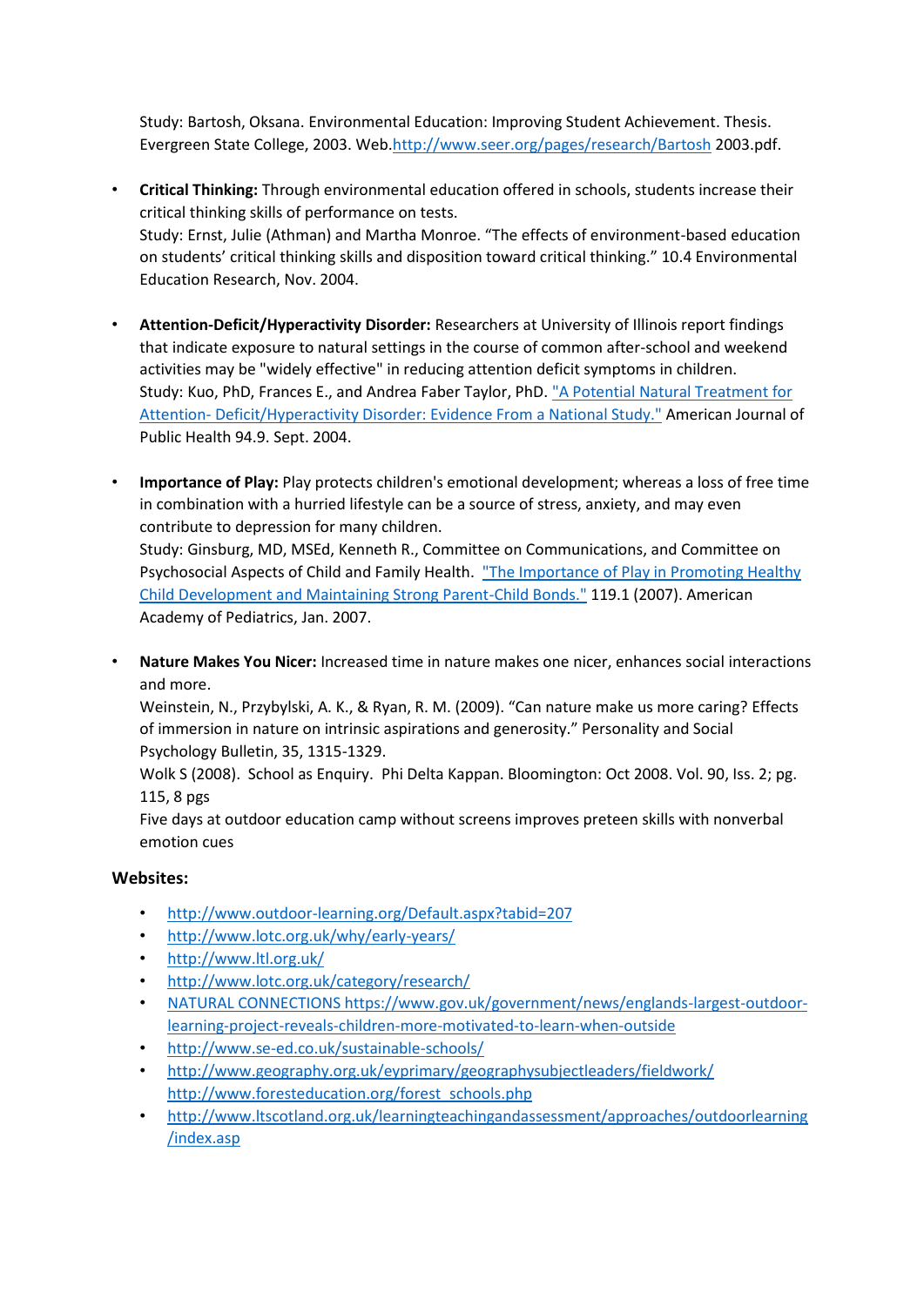Study: Bartosh, Oksana. Environmental Education: Improving Student Achievement. Thesis. Evergreen State College, 2003. Web.http://www.seer.org/pages/research/Bartosh 2003.pdf.

- **Critical Thinking:** Through environmental education offered in schools, students increase their critical thinking skills of performance on tests.
  Study: Ernst, Julie (Athman) and Martha Monroe. "The effects of environment-based education on students' critical thinking skills and disposition toward critical thinking." 10.4 Environmental Education Research, Nov. 2004.

- **Attention-Deficit/Hyperactivity Disorder:** Researchers at University of Illinois report findings that indicate exposure to natural settings in the course of common after-school and weekend activities may be "widely effective" in reducing attention deficit symptoms in children.
  Study: Kuo, PhD, Frances E., and Andrea Faber Taylor, PhD. "A Potential Natural Treatment for Attention- Deficit/Hyperactivity Disorder: Evidence From a National Study." American Journal of Public Health 94.9. Sept. 2004.

- **Importance of Play:** Play protects children's emotional development; whereas a loss of free time in combination with a hurried lifestyle can be a source of stress, anxiety, and may even contribute to depression for many children.
  Study: Ginsburg, MD, MSEd, Kenneth R., Committee on Communications, and Committee on Psychosocial Aspects of Child and Family Health. "The Importance of Play in Promoting Healthy Child Development and Maintaining Strong Parent-Child Bonds." 119.1 (2007). American Academy of Pediatrics, Jan. 2007.

- **Nature Makes You Nicer:** Increased time in nature makes one nicer, enhances social interactions and more.
  Weinstein, N., Przybylski, A. K., & Ryan, R. M. (2009). "Can nature make us more caring? Effects of immersion in nature on intrinsic aspirations and generosity." Personality and Social Psychology Bulletin, 35, 1315-1329.
  Wolk S (2008). School as Enquiry. Phi Delta Kappan. Bloomington: Oct 2008. Vol. 90, Iss. 2; pg. 115, 8 pgs
  Five days at outdoor education camp without screens improves preteen skills with nonverbal emotion cues

### Websites:

- http://www.outdoor-learning.org/Default.aspx?tabid=207
- http://www.lotc.org.uk/why/early-years/
- http://www.ltl.org.uk/
- http://www.lotc.org.uk/category/research/
- NATURAL CONNECTIONS https://www.gov.uk/government/news/englands-largest-outdoor-learning-project-reveals-children-more-motivated-to-learn-when-outside
- http://www.se-ed.co.uk/sustainable-schools/
- http://www.geography.org.uk/eyprimary/geographysubjectleaders/fieldwork/
  http://www.foresteducation.org/forest_schools.php
- http://www.ltscotland.org.uk/learningteachingandassessment/approaches/outdoorlearning/index.asp